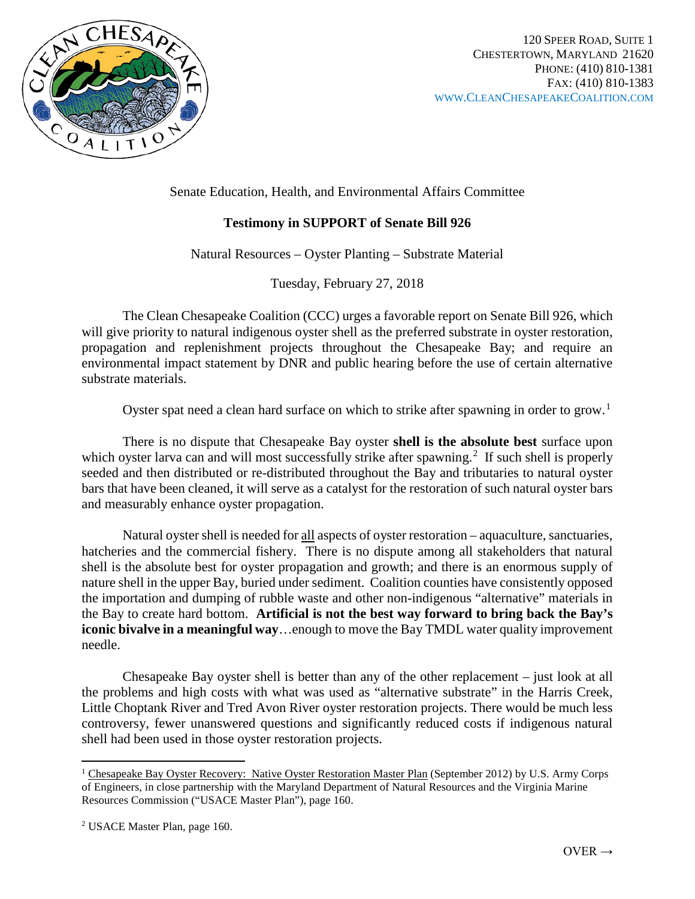120 SPEER ROAD, SUITE 1
CHESTERTOWN, MARYLAND 21620
PHONE: (410) 810-1381
FAX: (410) 810-1383
WWW.CLEANCHESAPEAKECOALITION.COM

Senate Education, Health, and Environmental Affairs Committee

**Testimony in SUPPORT of Senate Bill 926**

Natural Resources – Oyster Planting – Substrate Material

Tuesday, February 27, 2018

The Clean Chesapeake Coalition (CCC) urges a favorable report on Senate Bill 926, which will give priority to natural indigenous oyster shell as the preferred substrate in oyster restoration, propagation and replenishment projects throughout the Chesapeake Bay; and require an environmental impact statement by DNR and public hearing before the use of certain alternative substrate materials.

Oyster spat need a clean hard surface on which to strike after spawning in order to grow.[1]

There is no dispute that Chesapeake Bay oyster **shell is the absolute best** surface upon which oyster larva can and will most successfully strike after spawning.[2] If such shell is properly seeded and then distributed or re-distributed throughout the Bay and tributaries to natural oyster bars that have been cleaned, it will serve as a catalyst for the restoration of such natural oyster bars and measurably enhance oyster propagation.

Natural oyster shell is needed for all aspects of oyster restoration – aquaculture, sanctuaries, hatcheries and the commercial fishery. There is no dispute among all stakeholders that natural shell is the absolute best for oyster propagation and growth; and there is an enormous supply of nature shell in the upper Bay, buried under sediment. Coalition counties have consistently opposed the importation and dumping of rubble waste and other non-indigenous "alternative" materials in the Bay to create hard bottom. **Artificial is not the best way forward to bring back the Bay's iconic bivalve in a meaningful way**…enough to move the Bay TMDL water quality improvement needle.

Chesapeake Bay oyster shell is better than any of the other replacement – just look at all the problems and high costs with what was used as "alternative substrate" in the Harris Creek, Little Choptank River and Tred Avon River oyster restoration projects. There would be much less controversy, fewer unanswered questions and significantly reduced costs if indigenous natural shell had been used in those oyster restoration projects.

---

[1] Chesapeake Bay Oyster Recovery: Native Oyster Restoration Master Plan (September 2012) by U.S. Army Corps of Engineers, in close partnership with the Maryland Department of Natural Resources and the Virginia Marine Resources Commission ("USACE Master Plan"), page 160.

[2] USACE Master Plan, page 160.

OVER →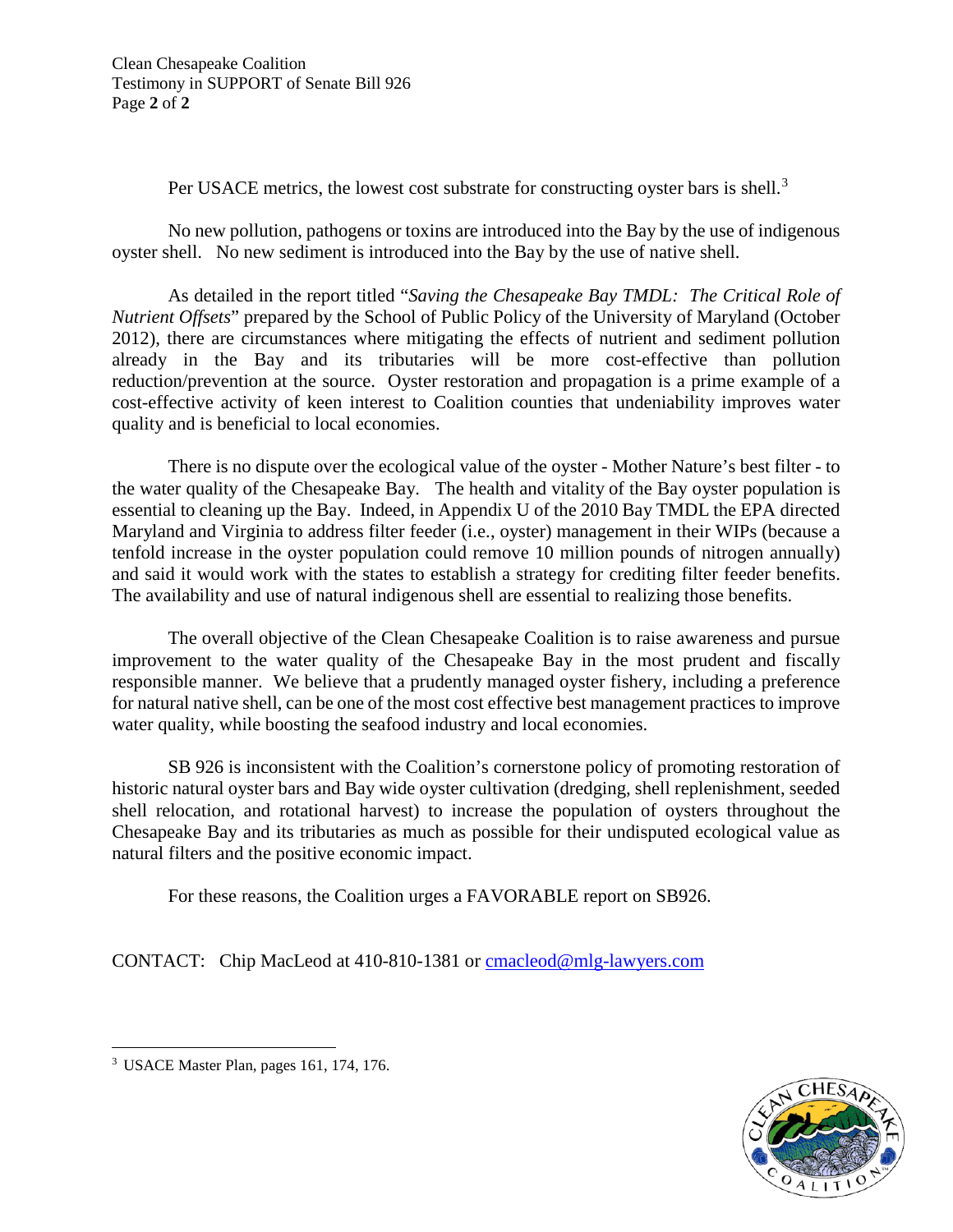Per USACE metrics, the lowest cost substrate for constructing oyster bars is shell.[3]

No new pollution, pathogens or toxins are introduced into the Bay by the use of indigenous oyster shell. No new sediment is introduced into the Bay by the use of native shell.

As detailed in the report titled "*Saving the Chesapeake Bay TMDL: The Critical Role of Nutrient Offsets*" prepared by the School of Public Policy of the University of Maryland (October 2012), there are circumstances where mitigating the effects of nutrient and sediment pollution already in the Bay and its tributaries will be more cost-effective than pollution reduction/prevention at the source. Oyster restoration and propagation is a prime example of a cost-effective activity of keen interest to Coalition counties that undeniability improves water quality and is beneficial to local economies.

There is no dispute over the ecological value of the oyster - Mother Nature's best filter - to the water quality of the Chesapeake Bay. The health and vitality of the Bay oyster population is essential to cleaning up the Bay. Indeed, in Appendix U of the 2010 Bay TMDL the EPA directed Maryland and Virginia to address filter feeder (i.e., oyster) management in their WIPs (because a tenfold increase in the oyster population could remove 10 million pounds of nitrogen annually) and said it would work with the states to establish a strategy for crediting filter feeder benefits. The availability and use of natural indigenous shell are essential to realizing those benefits.

The overall objective of the Clean Chesapeake Coalition is to raise awareness and pursue improvement to the water quality of the Chesapeake Bay in the most prudent and fiscally responsible manner. We believe that a prudently managed oyster fishery, including a preference for natural native shell, can be one of the most cost effective best management practices to improve water quality, while boosting the seafood industry and local economies.

SB 926 is inconsistent with the Coalition's cornerstone policy of promoting restoration of historic natural oyster bars and Bay wide oyster cultivation (dredging, shell replenishment, seeded shell relocation, and rotational harvest) to increase the population of oysters throughout the Chesapeake Bay and its tributaries as much as possible for their undisputed ecological value as natural filters and the positive economic impact.

For these reasons, the Coalition urges a FAVORABLE report on SB926.

CONTACT: Chip MacLeod at 410-810-1381 or cmacleod@mlg-lawyers.com

---

[3] USACE Master Plan, pages 161, 174, 176.